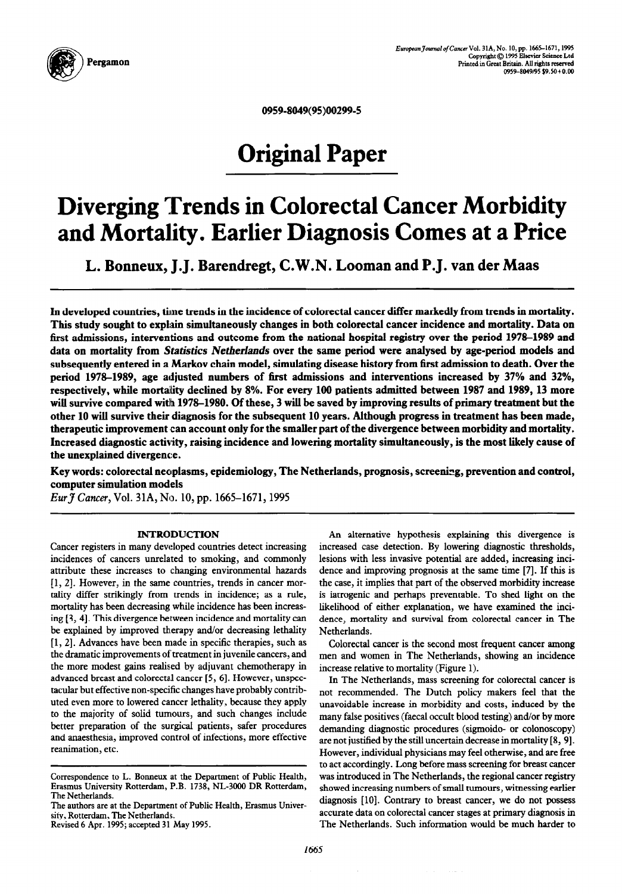0959-8049(95)00299-5

# Original Paper

# Diverging Trends in Colorectal Cancer Morbidity and Mortality. Earlier Diagnosis Comes at a Price

**L. Bonneux, J.J. Barendregt, C.W.N. Looman and P.J. van der Maas**

**In developed countries, time trends in the incidence of colorectal cancer differ markedly from trends in mortality. This study sought to explain simultaneously changes in both colorectal cancer incidence and mortality. Data on first admissions, interventions and outcome from the national hospital registry over the period 1978–1989 and data on mortality from *Statistics Netherlands* over the same period were analysed by age-period models and subsequently entered in a Markov chain model, simulating disease history from first admission to death. Over the period 1978–1989, age adjusted numbers of first admissions and interventions increased by 37% and 32%, respectively, while mortality declined by 8%. For every 100 patients admitted between 1987 and 1989, 13 more will survive compared with 1978–1980. Of these, 3 will be saved by improving results of primary treatment but the other 10 will survive their diagnosis for the subsequent 10 years. Although progress in treatment has been made, therapeutic improvement can account only for the smaller part of the divergence between morbidity and mortality. Increased diagnostic activity, raising incidence and lowering mortality simultaneously, is the most likely cause of the unexplained divergence.**

**Key words: colorectal neoplasms, epidemiology, The Netherlands, prognosis, screening, prevention and control, computer simulation models**

*Eur J Cancer*, Vol. 31A, No. 10, pp. 1665–1671, 1995

## INTRODUCTION

Cancer registers in many developed countries detect increasing incidences of cancers unrelated to smoking, and commonly attribute these increases to changing environmental hazards [1, 2]. However, in the same countries, trends in cancer mortality differ strikingly from trends in incidence; as a rule, mortality has been decreasing while incidence has been increasing [3, 4]. This divergence between incidence and mortality can be explained by improved therapy and/or decreasing lethality [1, 2]. Advances have been made in specific therapies, such as the dramatic improvements of treatment in juvenile cancers, and the more modest gains realised by adjuvant chemotherapy in advanced breast and colorectal cancer [5, 6]. However, unspectacular but effective non-specific changes have probably contributed even more to lowered cancer lethality, because they apply to the majority of solid tumours, and such changes include better preparation of the surgical patients, safer procedures and anaesthesia, improved control of infections, more effective reanimation, etc.

An alternative hypothesis explaining this divergence is increased case detection. By lowering diagnostic thresholds, lesions with less invasive potential are added, increasing incidence and improving prognosis at the same time [7]. If this is the case, it implies that part of the observed morbidity increase is iatrogenic and perhaps preventable. To shed light on the likelihood of either explanation, we have examined the incidence, mortality and survival from colorectal cancer in The Netherlands.

Colorectal cancer is the second most frequent cancer among men and women in The Netherlands, showing an incidence increase relative to mortality (Figure 1).

In The Netherlands, mass screening for colorectal cancer is not recommended. The Dutch policy makers feel that the unavoidable increase in morbidity and costs, induced by the many false positives (faecal occult blood testing) and/or by more demanding diagnostic procedures (sigmoido- or colonoscopy) are not justified by the still uncertain decrease in mortality [8, 9]. However, individual physicians may feel otherwise, and are free to act accordingly. Long before mass screening for breast cancer was introduced in The Netherlands, the regional cancer registry showed increasing numbers of small tumours, witnessing earlier diagnosis [10]. Contrary to breast cancer, we do not possess accurate data on colorectal cancer stages at primary diagnosis in The Netherlands. Such information would be much harder to

Correspondence to L. Bonneux at the Department of Public Health, Erasmus University Rotterdam, P.B. 1738, NL-3000 DR Rotterdam, The Netherlands.

The authors are at the Department of Public Health, Erasmus University, Rotterdam, The Netherlands.

Revised 6 Apr. 1995; accepted 31 May 1995.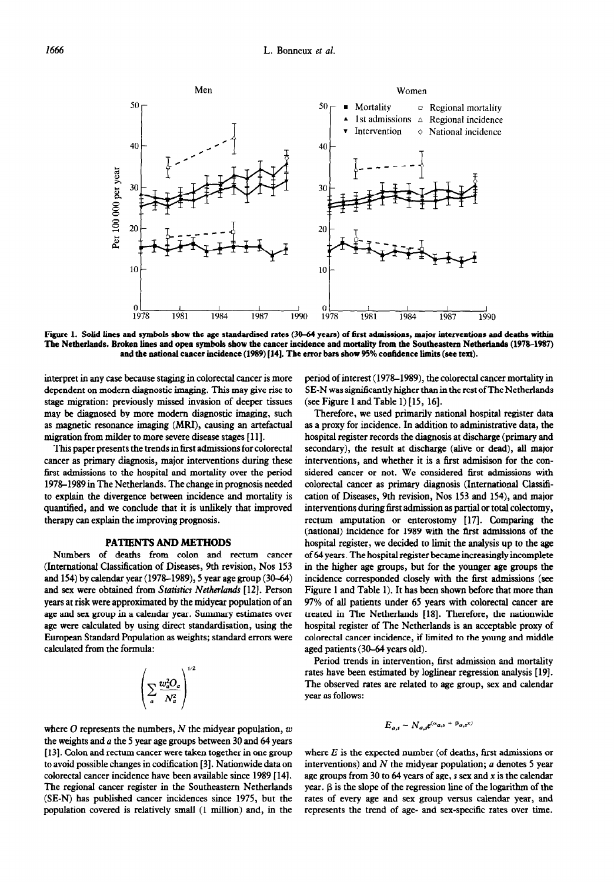Figure 1. Solid lines and symbols show the age standardised rates (30–64 years) of first admissions, major interventions and deaths within The Netherlands. Broken lines and open symbols show the cancer incidence and mortality from the Southeastern Netherlands (1978–1987) and the national cancer incidence (1989) [14]. The error bars show 95% confidence limits (see text).

interpret in any case because staging in colorectal cancer is more dependent on modern diagnostic imaging. This may give rise to stage migration: previously missed invasion of deeper tissues may be diagnosed by more modern diagnostic imaging, such as magnetic resonance imaging (MRI), causing an artefactual migration from milder to more severe disease stages [11].

This paper presents the trends in first admissions for colorectal cancer as primary diagnosis, major interventions during these first admissions to the hospital and mortality over the period 1978–1989 in The Netherlands. The change in prognosis needed to explain the divergence between incidence and mortality is quantified, and we conclude that it is unlikely that improved therapy can explain the improving prognosis.

## PATIENTS AND METHODS

Numbers of deaths from colon and rectum cancer (International Classification of Diseases, 9th revision, Nos 153 and 154) by calendar year (1978–1989), 5 year age group (30–64) and sex were obtained from *Statistics Netherlands* [12]. Person years at risk were approximated by the midyear population of an age and sex group in a calendar year. Summary estimates over age were calculated by using direct standardisation, using the European Standard Population as weights; standard errors were calculated from the formula:

$$\left( \sum_a \frac{w_a^2 O_a}{N_a^2} \right)^{1/2}$$

where $O$ represents the numbers, $N$ the midyear population, $w$ the weights and $a$ the 5 year age groups between 30 and 64 years [13]. Colon and rectum cancer were taken together in one group to avoid possible changes in codification [3]. Nationwide data on colorectal cancer incidence have been available since 1989 [14]. The regional cancer register in the Southeastern Netherlands (SE-N) has published cancer incidences since 1975, but the population covered is relatively small (1 million) and, in the period of interest (1978–1989), the colorectal cancer mortality in SE-N was significantly higher than in the rest of The Netherlands (see Figure 1 and Table 1) [15, 16].

Therefore, we used primarily national hospital register data as a proxy for incidence. In addition to administrative data, the hospital register records the diagnosis at discharge (primary and secondary), the result at discharge (alive or dead), all major interventions, and whether it is a first admisison for the considered cancer or not. We considered first admissions with colorectal cancer as primary diagnosis (International Classification of Diseases, 9th revision, Nos 153 and 154), and major interventions during first admission as partial or total colectomy, rectum amputation or enterostomy [17]. Comparing the (national) incidence for 1989 with the first admissions of the hospital register, we decided to limit the analysis up to the age of 64 years. The hospital register became increasingly incomplete in the higher age groups, but for the younger age groups the incidence corresponded closely with the first admissions (see Figure 1 and Table 1). It has been shown before that more than 97% of all patients under 65 years with colorectal cancer are treated in The Netherlands [18]. Therefore, the nationwide hospital register of The Netherlands is an acceptable proxy of colorectal cancer incidence, if limited to the young and middle aged patients (30–64 years old).

Period trends in intervention, first admission and mortality rates have been estimated by loglinear regression analysis [19]. The observed rates are related to age group, sex and calendar year as follows:

$$E_{a,s} = N_{a,s} e^{(\alpha_{a,s} + \beta_{a,s} x)}$$

where $E$ is the expected number (of deaths, first admissions or interventions) and $N$ the midyear population; $a$ denotes 5 year age groups from 30 to 64 years of age, $s$ sex and $x$ is the calendar year. $\beta$ is the slope of the regression line of the logarithm of the rates of every age and sex group versus calendar year, and represents the trend of age- and sex-specific rates over time.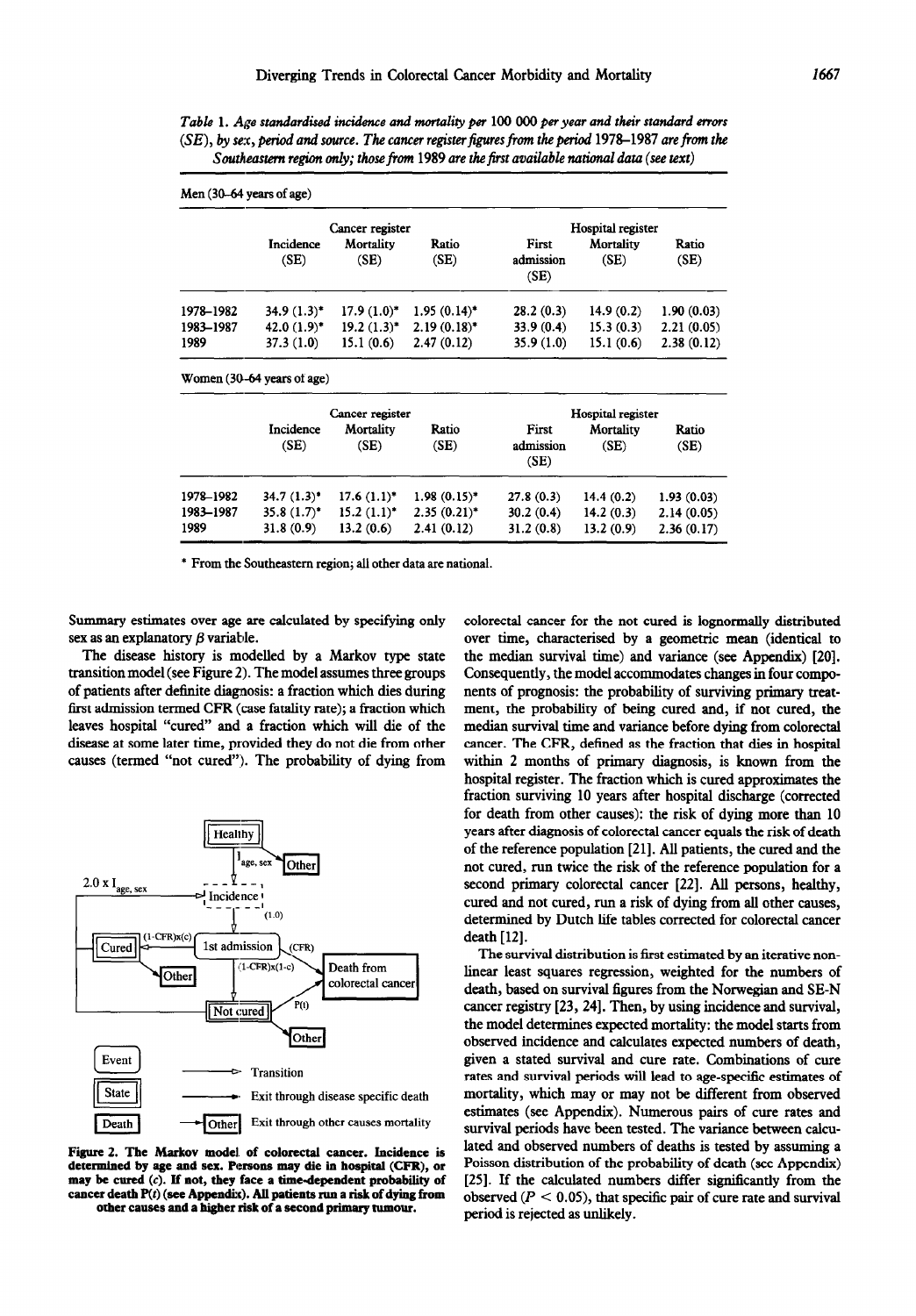*Table 1. Age standardised incidence and mortality per 100 000 per year and their standard errors (SE), by sex, period and source. The cancer register figures from the period 1978–1987 are from the Southeastern region only; those from 1989 are the first available national data (see text)*

Men (30–64 years of age)

| | Cancer register | | | Hospital register | | |
|---|---|---|---|---|---|---|
| | Incidence (SE) | Mortality (SE) | Ratio (SE) | First admission (SE) | Mortality (SE) | Ratio (SE) |
| 1978–1982 | 34.9 (1.3)* | 17.9 (1.0)* | 1.95 (0.14)* | 28.2 (0.3) | 14.9 (0.2) | 1.90 (0.03) |
| 1983–1987 | 42.0 (1.9)* | 19.2 (1.3)* | 2.19 (0.18)* | 33.9 (0.4) | 15.3 (0.3) | 2.21 (0.05) |
| 1989 | 37.3 (1.0) | 15.1 (0.6) | 2.47 (0.12) | 35.9 (1.0) | 15.1 (0.6) | 2.38 (0.12) |

Women (30–64 years of age)

| | Cancer register | | | Hospital register | | |
|---|---|---|---|---|---|---|
| | Incidence (SE) | Mortality (SE) | Ratio (SE) | First admission (SE) | Mortality (SE) | Ratio (SE) |
| 1978–1982 | 34.7 (1.3)* | 17.6 (1.1)* | 1.98 (0.15)* | 27.8 (0.3) | 14.4 (0.2) | 1.93 (0.03) |
| 1983–1987 | 35.8 (1.7)* | 15.2 (1.1)* | 2.35 (0.21)* | 30.2 (0.4) | 14.2 (0.3) | 2.14 (0.05) |
| 1989 | 31.8 (0.9) | 13.2 (0.6) | 2.41 (0.12) | 31.2 (0.8) | 13.2 (0.9) | 2.36 (0.17) |

\* From the Southeastern region; all other data are national.

Summary estimates over age are calculated by specifying only sex as an explanatory $\beta$ variable.

The disease history is modelled by a Markov type state transition model (see Figure 2). The model assumes three groups of patients after definite diagnosis: a fraction which dies during first admission termed CFR (case fatality rate); a fraction which leaves hospital "cured" and a fraction which will die of the disease at some later time, provided they do not die from other causes (termed "not cured"). The probability of dying from colorectal cancer for the not cured is lognormally distributed over time, characterised by a geometric mean (identical to the median survival time) and variance (see Appendix) [20]. Consequently, the model accommodates changes in four components of prognosis: the probability of surviving primary treatment, the probability of being cured and, if not cured, the median survival time and variance before dying from colorectal cancer. The CFR, defined as the fraction that dies in hospital within 2 months of primary diagnosis, is known from the hospital register. The fraction which is cured approximates the fraction surviving 10 years after hospital discharge (corrected for death from other causes): the risk of dying more than 10 years after diagnosis of colorectal cancer equals the risk of death of the reference population [21]. All patients, the cured and the not cured, run twice the risk of the reference population for a second primary colorectal cancer [22]. All persons, healthy, cured and not cured, run a risk of dying from all other causes, determined by Dutch life tables corrected for colorectal cancer death [12].

**Figure 2. The Markov model of colorectal cancer. Incidence is determined by age and sex. Persons may die in hospital (CFR), or may be cured (c). If not, they face a time-dependent probability of cancer death P(t) (see Appendix). All patients run a risk of dying from other causes and a higher risk of a second primary tumour.**

The survival distribution is first estimated by an iterative non-linear least squares regression, weighted for the numbers of death, based on survival figures from the Norwegian and SE-N cancer registry [23, 24]. Then, by using incidence and survival, the model determines expected mortality: the model starts from observed incidence and calculates expected numbers of death, given a stated survival and cure rate. Combinations of cure rates and survival periods will lead to age-specific estimates of mortality, which may or may not be different from observed estimates (see Appendix). Numerous pairs of cure rates and survival periods have been tested. The variance between calculated and observed numbers of deaths is tested by assuming a Poisson distribution of the probability of death (see Appendix) [25]. If the calculated numbers differ significantly from the observed ($P < 0.05$), that specific pair of cure rate and survival period is rejected as unlikely.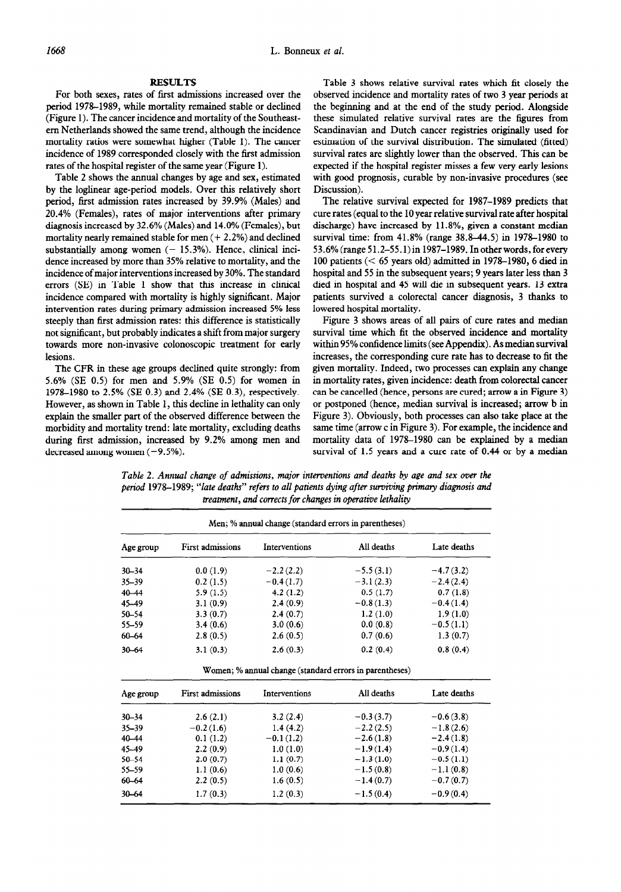## RESULTS

For both sexes, rates of first admissions increased over the period 1978–1989, while mortality remained stable or declined (Figure 1). The cancer incidence and mortality of the Southeastern Netherlands showed the same trend, although the incidence mortality ratios were somewhat higher (Table 1). The cancer incidence of 1989 corresponded closely with the first admission rates of the hospital register of the same year (Figure 1).

Table 2 shows the annual changes by age and sex, estimated by the loglinear age-period models. Over this relatively short period, first admission rates increased by 39.9% (Males) and 20.4% (Females), rates of major interventions after primary diagnosis increased by 32.6% (Males) and 14.0% (Females), but mortality nearly remained stable for men (+ 2.2%) and declined substantially among women (− 15.3%). Hence, clinical incidence increased by more than 35% relative to mortality, and the incidence of major interventions increased by 30%. The standard errors (SE) in Table 1 show that this increase in clinical incidence compared with mortality is highly significant. Major intervention rates during primary admission increased 5% less steeply than first admission rates: this difference is statistically not significant, but probably indicates a shift from major surgery towards more non-invasive colonoscopic treatment for early lesions.

The CFR in these age groups declined quite strongly: from 5.6% (SE 0.5) for men and 5.9% (SE 0.5) for women in 1978–1980 to 2.5% (SE 0.3) and 2.4% (SE 0.3), respectively. However, as shown in Table 1, this decline in lethality can only explain the smaller part of the observed difference between the morbidity and mortality trend: late mortality, excluding deaths during first admission, increased by 9.2% among men and decreased among women (−9.5%).

Table 3 shows relative survival rates which fit closely the observed incidence and mortality rates of two 3 year periods at the beginning and at the end of the study period. Alongside these simulated relative survival rates are the figures from Scandinavian and Dutch cancer registries originally used for estimation of the survival distribution. The simulated (fitted) survival rates are slightly lower than the observed. This can be expected if the hospital register misses a few very early lesions with good prognosis, curable by non-invasive procedures (see Discussion).

The relative survival expected for 1987–1989 predicts that cure rates (equal to the 10 year relative survival rate after hospital discharge) have increased by 11.8%, given a constant median survival time: from 41.8% (range 38.8–44.5) in 1978–1980 to 53.6% (range 51.2–55.1) in 1987–1989. In other words, for every 100 patients (< 65 years old) admitted in 1978–1980, 6 died in hospital and 55 in the subsequent years; 9 years later less than 3 died in hospital and 45 will die in subsequent years. 13 extra patients survived a colorectal cancer diagnosis, 3 thanks to lowered hospital mortality.

Figure 3 shows areas of all pairs of cure rates and median survival time which fit the observed incidence and mortality within 95% confidence limits (see Appendix). As median survival increases, the corresponding cure rate has to decrease to fit the given mortality. Indeed, two processes can explain any change in mortality rates, given incidence: death from colorectal cancer can be cancelled (hence, persons are cured; arrow a in Figure 3) or postponed (hence, median survival is increased; arrow b in Figure 3). Obviously, both processes can also take place at the same time (arrow c in Figure 3). For example, the incidence and mortality data of 1978–1980 can be explained by a median survival of 1.5 years and a cure rate of 0.44 or by a median

*Table 2. Annual change of admissions, major interventions and deaths by age and sex over the period 1978–1989; "late deaths" refers to all patients dying after surviving primary diagnosis and treatment, and corrects for changes in operative lethality*

| Men; % annual change (standard errors in parentheses) | | | | |
|---|---|---|---|---|
| Age group | First admissions | Interventions | All deaths | Late deaths |
| 30–34 | 0.0 (1.9) | −2.2 (2.2) | −5.5 (3.1) | −4.7 (3.2) |
| 35–39 | 0.2 (1.5) | −0.4 (1.7) | −3.1 (2.3) | −2.4 (2.4) |
| 40–44 | 5.9 (1.5) | 4.2 (1.2) | 0.5 (1.7) | 0.7 (1.8) |
| 45–49 | 3.1 (0.9) | 2.4 (0.9) | −0.8 (1.3) | −0.4 (1.4) |
| 50–54 | 3.3 (0.7) | 2.4 (0.7) | 1.2 (1.0) | 1.9 (1.0) |
| 55–59 | 3.4 (0.6) | 3.0 (0.6) | 0.0 (0.8) | −0.5 (1.1) |
| 60–64 | 2.8 (0.5) | 2.6 (0.5) | 0.7 (0.6) | 1.3 (0.7) |
| 30–64 | 3.1 (0.3) | 2.6 (0.3) | 0.2 (0.4) | 0.8 (0.4) |

| Women; % annual change (standard errors in parentheses) | | | | |
|---|---|---|---|---|
| Age group | First admissions | Interventions | All deaths | Late deaths |
| 30–34 | 2.6 (2.1) | 3.2 (2.4) | −0.3 (3.7) | −0.6 (3.8) |
| 35–39 | −0.2 (1.6) | 1.4 (4.2) | −2.2 (2.5) | −1.8 (2.6) |
| 40–44 | 0.1 (1.2) | −0.1 (1.2) | −2.6 (1.8) | −2.4 (1.8) |
| 45–49 | 2.2 (0.9) | 1.0 (1.0) | −1.9 (1.4) | −0.9 (1.4) |
| 50–54 | 2.0 (0.7) | 1.1 (0.7) | −1.3 (1.0) | −0.5 (1.1) |
| 55–59 | 1.1 (0.6) | 1.0 (0.6) | −1.5 (0.8) | −1.1 (0.8) |
| 60–64 | 2.2 (0.5) | 1.6 (0.5) | −1.4 (0.7) | −0.7 (0.7) |
| 30–64 | 1.7 (0.3) | 1.2 (0.3) | −1.5 (0.4) | −0.9 (0.4) |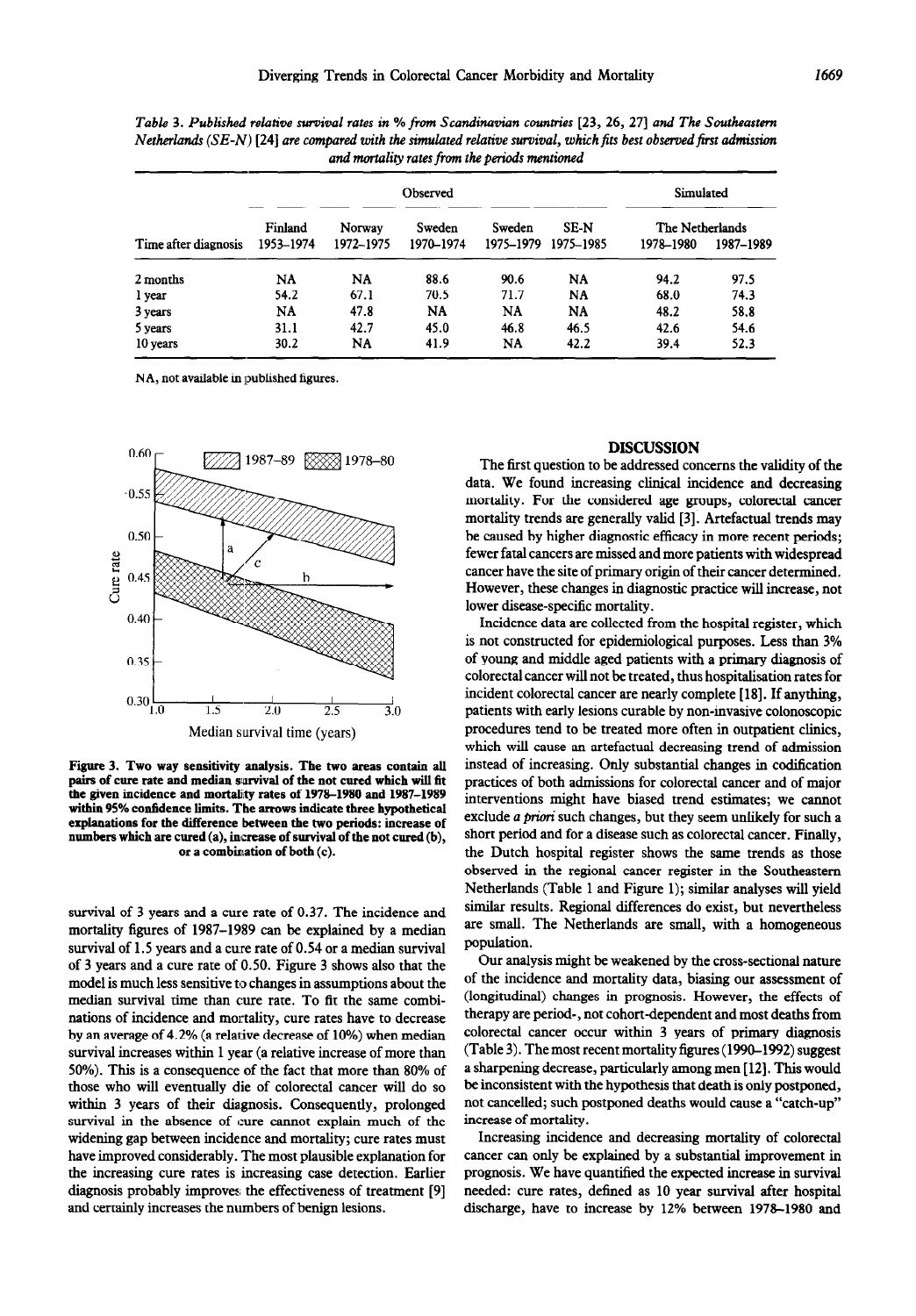*Table 3. Published relative survival rates in % from Scandinavian countries [23, 26, 27] and The Southeastern Netherlands (SE-N) [24] are compared with the simulated relative survival, which fits best observed first admission and mortality rates from the periods mentioned*

| | Observed | | | | | Simulated | |
|---|---|---|---|---|---|---|---|
| | Finland | Norway | Sweden | Sweden | SE-N | The Netherlands | |
| Time after diagnosis | 1953–1974 | 1972–1975 | 1970–1974 | 1975–1979 | 1975–1985 | 1978–1980 | 1987–1989 |
| 2 months | NA | NA | 88.6 | 90.6 | NA | 94.2 | 97.5 |
| 1 year | 54.2 | 67.1 | 70.5 | 71.7 | NA | 68.0 | 74.3 |
| 3 years | NA | 47.8 | NA | NA | NA | 48.2 | 58.8 |
| 5 years | 31.1 | 42.7 | 45.0 | 46.8 | 46.5 | 42.6 | 54.6 |
| 10 years | 30.2 | NA | 41.9 | NA | 42.2 | 39.4 | 52.3 |

NA, not available in published figures.

**Figure 3. Two way sensitivity analysis. The two areas contain all pairs of cure rate and median survival of the not cured which will fit the given incidence and mortality rates of 1978–1980 and 1987–1989 within 95% confidence limits. The arrows indicate three hypothetical explanations for the difference between the two periods: increase of numbers which are cured (a), increase of survival of the not cured (b), or a combination of both (c).**

survival of 3 years and a cure rate of 0.37. The incidence and mortality figures of 1987–1989 can be explained by a median survival of 1.5 years and a cure rate of 0.54 or a median survival of 3 years and a cure rate of 0.50. Figure 3 shows also that the model is much less sensitive to changes in assumptions about the median survival time than cure rate. To fit the same combinations of incidence and mortality, cure rates have to decrease by an average of 4.2% (a relative decrease of 10%) when median survival increases within 1 year (a relative increase of more than 50%). This is a consequence of the fact that more than 80% of those who will eventually die of colorectal cancer will do so within 3 years of their diagnosis. Consequently, prolonged survival in the absence of cure cannot explain much of the widening gap between incidence and mortality; cure rates must have improved considerably. The most plausible explanation for the increasing cure rates is increasing case detection. Earlier diagnosis probably improves the effectiveness of treatment [9] and certainly increases the numbers of benign lesions.

## DISCUSSION

The first question to be addressed concerns the validity of the data. We found increasing clinical incidence and decreasing mortality. For the considered age groups, colorectal cancer mortality trends are generally valid [3]. Artefactual trends may be caused by higher diagnostic efficacy in more recent periods; fewer fatal cancers are missed and more patients with widespread cancer have the site of primary origin of their cancer determined. However, these changes in diagnostic practice will increase, not lower disease-specific mortality.

Incidence data are collected from the hospital register, which is not constructed for epidemiological purposes. Less than 3% of young and middle aged patients with a primary diagnosis of colorectal cancer will not be treated, thus hospitalisation rates for incident colorectal cancer are nearly complete [18]. If anything, patients with early lesions curable by non-invasive colonoscopic procedures tend to be treated more often in outpatient clinics, which will cause an artefactual decreasing trend of admission instead of increasing. Only substantial changes in codification practices of both admissions for colorectal cancer and of major interventions might have biased trend estimates; we cannot exclude *a priori* such changes, but they seem unlikely for such a short period and for a disease such as colorectal cancer. Finally, the Dutch hospital register shows the same trends as those observed in the regional cancer register in the Southeastern Netherlands (Table 1 and Figure 1); similar analyses will yield similar results. Regional differences do exist, but nevertheless are small. The Netherlands are small, with a homogeneous population.

Our analysis might be weakened by the cross-sectional nature of the incidence and mortality data, biasing our assessment of (longitudinal) changes in prognosis. However, the effects of therapy are period-, not cohort-dependent and most deaths from colorectal cancer occur within 3 years of primary diagnosis (Table 3). The most recent mortality figures (1990–1992) suggest a sharpening decrease, particularly among men [12]. This would be inconsistent with the hypothesis that death is only postponed, not cancelled; such postponed deaths would cause a "catch-up" increase of mortality.

Increasing incidence and decreasing mortality of colorectal cancer can only be explained by a substantial improvement in prognosis. We have quantified the expected increase in survival needed: cure rates, defined as 10 year survival after hospital discharge, have to increase by 12% between 1978–1980 and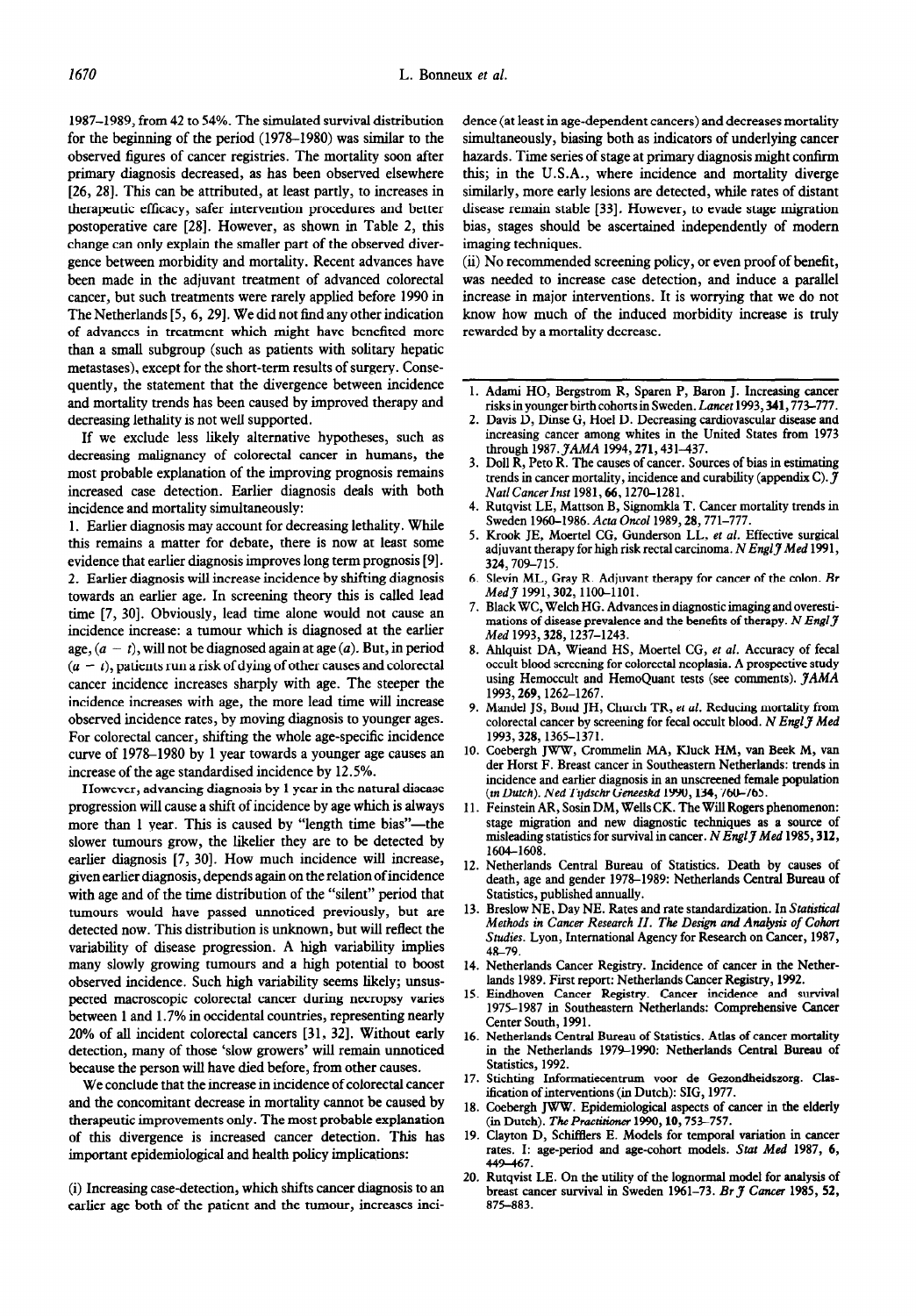1987–1989, from 42 to 54%. The simulated survival distribution for the beginning of the period (1978–1980) was similar to the observed figures of cancer registries. The mortality soon after primary diagnosis decreased, as has been observed elsewhere [26, 28]. This can be attributed, at least partly, to increases in therapeutic efficacy, safer intervention procedures and better postoperative care [28]. However, as shown in Table 2, this change can only explain the smaller part of the observed divergence between morbidity and mortality. Recent advances have been made in the adjuvant treatment of advanced colorectal cancer, but such treatments were rarely applied before 1990 in The Netherlands [5, 6, 29]. We did not find any other indication of advances in treatment which might have benefited more than a small subgroup (such as patients with solitary hepatic metastases), except for the short-term results of surgery. Consequently, the statement that the divergence between incidence and mortality trends has been caused by improved therapy and decreasing lethality is not well supported.

If we exclude less likely alternative hypotheses, such as decreasing malignancy of colorectal cancer in humans, the most probable explanation of the improving prognosis remains increased case detection. Earlier diagnosis deals with both incidence and mortality simultaneously:

1. Earlier diagnosis may account for decreasing lethality. While this remains a matter for debate, there is now at least some evidence that earlier diagnosis improves long term prognosis [9].
2. Earlier diagnosis will increase incidence by shifting diagnosis towards an earlier age. In screening theory this is called lead time [7, 30]. Obviously, lead time alone would not cause an incidence increase: a tumour which is diagnosed at the earlier age, $(a - t)$, will not be diagnosed again at age $(a)$. But, in period $(a - t)$, patients run a risk of dying of other causes and colorectal cancer incidence increases sharply with age. The steeper the incidence increases with age, the more lead time will increase observed incidence rates, by moving diagnosis to younger ages. For colorectal cancer, shifting the whole age-specific incidence curve of 1978–1980 by 1 year towards a younger age causes an increase of the age standardised incidence by 12.5%.

However, advancing diagnosis by 1 year in the natural disease progression will cause a shift of incidence by age which is always more than 1 year. This is caused by "length time bias"—the slower tumours grow, the likelier they are to be detected by earlier diagnosis [7, 30]. How much incidence will increase, given earlier diagnosis, depends again on the relation of incidence with age and of the time distribution of the "silent" period that tumours would have passed unnoticed previously, but are detected now. This distribution is unknown, but will reflect the variability of disease progression. A high variability implies many slowly growing tumours and a high potential to boost observed incidence. Such high variability seems likely; unsuspected macroscopic colorectal cancer during necropsy varies between 1 and 1.7% in occidental countries, representing nearly 20% of all incident colorectal cancers [31, 32]. Without early detection, many of those 'slow growers' will remain unnoticed because the person will have died before, from other causes.

We conclude that the increase in incidence of colorectal cancer and the concomitant decrease in mortality cannot be caused by therapeutic improvements only. The most probable explanation of this divergence is increased cancer detection. This has important epidemiological and health policy implications:

(i) Increasing case-detection, which shifts cancer diagnosis to an earlier age both of the patient and the tumour, increases incidence (at least in age-dependent cancers) and decreases mortality simultaneously, biasing both as indicators of underlying cancer hazards. Time series of stage at primary diagnosis might confirm this; in the U.S.A., where incidence and mortality diverge similarly, more early lesions are detected, while rates of distant disease remain stable [33]. However, to evade stage migration bias, stages should be ascertained independently of modern imaging techniques.

(ii) No recommended screening policy, or even proof of benefit, was needed to increase case detection, and induce a parallel increase in major interventions. It is worrying that we do not know how much of the induced morbidity increase is truly rewarded by a mortality decrease.

1. Adami HO, Bergstrom R, Sparen P, Baron J. Increasing cancer risks in younger birth cohorts in Sweden. *Lancet* 1993, **341**, 773–777.
2. Davis D, Dinse G, Hoel D. Decreasing cardiovascular disease and increasing cancer among whites in the United States from 1973 through 1987. *JAMA* 1994, **271**, 431–437.
3. Doll R, Peto R. The causes of cancer. Sources of bias in estimating trends in cancer mortality, incidence and curability (appendix C). *J Natl Cancer Inst* 1981, **66**, 1270–1281.
4. Rutqvist LE, Mattson B, Signomkla T. Cancer mortality trends in Sweden 1960–1986. *Acta Oncol* 1989, **28**, 771–777.
5. Krook JE, Moertel CG, Gunderson LL, *et al.* Effective surgical adjuvant therapy for high risk rectal carcinoma. *N Engl J Med* 1991, **324**, 709–715.
6. Slevin ML, Gray R. Adjuvant therapy for cancer of the colon. *Br Med J* 1991, **302**, 1100–1101.
7. Black WC, Welch HG. Advances in diagnostic imaging and overestimations of disease prevalence and the benefits of therapy. *N Engl J Med* 1993, **328**, 1237–1243.
8. Ahlquist DA, Wieand HS, Moertel CG, *et al.* Accuracy of fecal occult blood screening for colorectal neoplasia. A prospective study using Hemoccult and HemoQuant tests (see comments). *JAMA* 1993, **269**, 1262–1267.
9. Mandel JS, Bond JH, Church TR, *et al.* Reducing mortality from colorectal cancer by screening for fecal occult blood. *N Engl J Med* 1993, **328**, 1365–1371.
10. Coebergh JWW, Crommelin MA, Kluck HM, van Beek M, van der Horst F. Breast cancer in Southeastern Netherlands: trends in incidence and earlier diagnosis in an unscreened female population (in Dutch). *Ned Tijdschr Geneeskd* 1990, **134**, 760–765.
11. Feinstein AR, Sosin DM, Wells CK. The Will Rogers phenomenon: stage migration and new diagnostic techniques as a source of misleading statistics for survival in cancer. *N Engl J Med* 1985, **312**, 1604–1608.
12. Netherlands Central Bureau of Statistics. Death by causes of death, age and gender 1978–1989: Netherlands Central Bureau of Statistics, published annually.
13. Breslow NE, Day NE. Rates and rate standardization. In *Statistical Methods in Cancer Research II. The Design and Analysis of Cohort Studies*. Lyon, International Agency for Research on Cancer, 1987, 48–79.
14. Netherlands Cancer Registry. Incidence of cancer in the Netherlands 1989. First report: Netherlands Cancer Registry, 1992.
15. Eindhoven Cancer Registry. Cancer incidence and survival 1975–1987 in Southeastern Netherlands: Comprehensive Cancer Center South, 1991.
16. Netherlands Central Bureau of Statistics. Atlas of cancer mortality in the Netherlands 1979–1990: Netherlands Central Bureau of Statistics, 1992.
17. Stichting Informatiecentrum voor de Gezondheidszorg. Classification of interventions (in Dutch): SIG, 1977.
18. Coebergh JWW. Epidemiological aspects of cancer in the elderly (in Dutch). *The Practitioner* 1990, **10**, 753–757.
19. Clayton D, Schifflers E. Models for temporal variation in cancer rates. I: age-period and age-cohort models. *Stat Med* 1987, **6**, 449–467.
20. Rutqvist LE. On the utility of the lognormal model for analysis of breast cancer survival in Sweden 1961–73. *Br J Cancer* 1985, **52**, 875–883.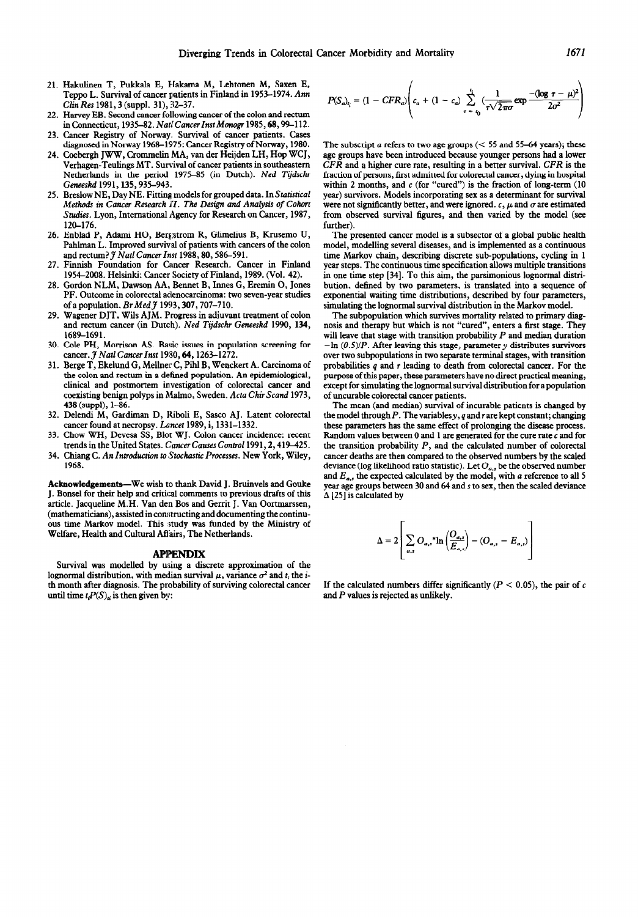21. Hakulinen T, Pukkala E, Hakama M, Lehtonen M, Saxen E, Teppo L. Survival of cancer patients in Finland in 1953–1974. *Ann Clin Res* 1981, 3 (suppl. 31), 32–37.
22. Harvey EB. Second cancer following cancer of the colon and rectum in Connecticut, 1935–82. *Natl Cancer Inst Monogr* 1985, **68**, 99–112.
23. Cancer Registry of Norway. Survival of cancer patients. Cases diagnosed in Norway 1968–1975: Cancer Registry of Norway, 1980.
24. Coebergh JWW, Crommelin MA, van der Heijden LH, Hop WCJ, Verhagen-Teulings MT. Survival of cancer patients in southeastern Netherlands in the period 1975–85 (in Dutch). *Ned Tijdschr Geneeskd* 1991, **135**, 935–943.
25. Breslow NE, Day NE. Fitting models for grouped data. In *Statistical Methods in Cancer Research II. The Design and Analysis of Cohort Studies*. Lyon, International Agency for Research on Cancer, 1987, 120–176.
26. Enblad P, Adami HO, Bergstrom R, Glimelius B, Krusemo U, Pahlman L. Improved survival of patients with cancers of the colon and rectum? *J Natl Cancer Inst* 1988, **80**, 586–591.
27. Finnish Foundation for Cancer Research. Cancer in Finland 1954–2008. Helsinki: Cancer Society of Finland, 1989. (Vol. 42).
28. Gordon NLM, Dawson AA, Bennet B, Innes G, Eremin O, Jones PF. Outcome in colorectal adenocarcinoma: two seven-year studies of a population. *Br Med J* 1993, **307**, 707–710.
29. Wagener DJT, Wils AJM. Progress in adjuvant treatment of colon and rectum cancer (in Dutch). *Ned Tijdschr Geneeskd* 1990, **134**, 1689–1691.
30. Cole PH, Morrison AS. Basic issues in population screening for cancer. *J Natl Cancer Inst* 1980, **64**, 1263–1272.
31. Berge T, Ekelund G, Mellner C, Pihl B, Wenckert A. Carcinoma of the colon and rectum in a defined population. An epidemiological, clinical and postmortem investigation of colorectal cancer and coexisting benign polyps in Malmo, Sweden. *Acta Chir Scand* 1973, **438** (suppl), 1–86.
32. Delendi M, Gardiman D, Riboli E, Sasco AJ. Latent colorectal cancer found at necropsy. *Lancet* 1989, **i**, 1331–1332.
33. Chow WH, Devesa SS, Blot WJ. Colon cancer incidence: recent trends in the United States. *Cancer Causes Control* 1991, **2**, 419–425.
34. Chiang C. *An Introduction to Stochastic Processes*. New York, Wiley, 1968.

**Acknowledgements**—We wish to thank David J. Bruinvels and Gouke J. Bonsel for their help and critical comments to previous drafts of this article. Jacqueline M.H. Van den Bos and Gerrit J. Van Oortmarssen, (mathematicians), assisted in constructing and documenting the continuous time Markov model. This study was funded by the Ministry of Welfare, Health and Cultural Affairs, The Netherlands.

## APPENDIX

Survival was modelled by using a discrete approximation of the lognormal distribution, with median survival $\mu$, variance $\sigma^2$ and $t_i$ the $i$-th month after diagnosis. The probability of surviving colorectal cancer until time $t_i P(S)_{ti}$ is then given by:

$$P(S_a)_{t_i} = (1 - CFR_a)\left(c_a + (1 - c_a)\sum_{\tau = t_0}^{t_i}\left(\frac{1}{\tau\sqrt{2\pi}\sigma}\exp\frac{-(\log\tau - \mu)^2}{2\sigma^2}\right)\right)$$

The subscript $a$ refers to two age groups (< 55 and 55–64 years); these age groups have been introduced because younger persons had a lower $CFR$ and a higher cure rate, resulting in a better survival. $CFR$ is the fraction of persons, first admitted for colorectal cancer, dying in hospital within 2 months, and $c$ (for "cured") is the fraction of long-term (10 year) survivors. Models incorporating sex as a determinant for survival were not significantly better, and were ignored. $c$, $\mu$ and $\sigma$ are estimated from observed survival figures, and then varied by the model (see further).

The presented cancer model is a subsector of a global public health model, modelling several diseases, and is implemented as a continuous time Markov chain, describing discrete sub-populations, cycling in 1 year steps. The continuous time specification allows multiple transitions in one time step [34]. To this aim, the parsimonious lognormal distribution, defined by two parameters, is translated into a sequence of exponential waiting time distributions, described by four parameters, simulating the lognormal survival distribution in the Markov model.

The subpopulation which survives mortality related to primary diagnosis and therapy but which is not "cured", enters a first stage. They will leave that stage with transition probability $P$ and median duration $-\ln(0.5)/P$. After leaving this stage, parameter $y$ distributes survivors over two subpopulations in two separate terminal stages, with transition probabilities $q$ and $r$ leading to death from colorectal cancer. For the purpose of this paper, these parameters have no direct practical meaning, except for simulating the lognormal survival distribution for a population of uncurable colorectal cancer patients.

The mean (and median) survival of incurable patients is changed by the model through $P$. The variables $y$, $q$ and $r$ are kept constant; changing these parameters has the same effect of prolonging the disease process. Random values between 0 and 1 are generated for the cure rate $c$ and for the transition probability $P$, and the calculated number of colorectal cancer deaths are then compared to the observed numbers by the scaled deviance (log likelihood ratio statistic). Let $O_{a,s}$ be the observed number and $E_{a,s}$ the expected calculated by the model, with $a$ reference to all 5 year age groups between 30 and 64 and $s$ to sex, then the scaled deviance $\Delta$ [25] is calculated by

$$\Delta = 2\left[\sum_{a,s} O_{a,s}{*}\ln\left(\frac{O_{a,s}}{E_{a,s}}\right) - (O_{a,s} - E_{a,s})\right]$$

If the calculated numbers differ significantly ($P < 0.05$), the pair of $c$ and $P$ values is rejected as unlikely.